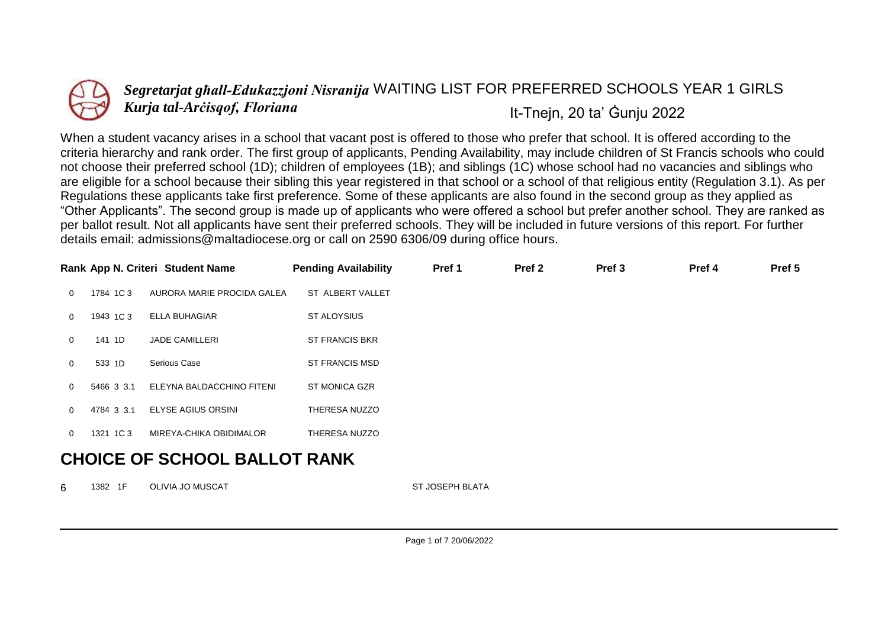***Segretarjat għall-Edukazzjoni Nisranija*** WAITING LIST FOR PREFERRED SCHOOLS YEAR 1 GIRLS

***Kurja tal-Arċisqof, Floriana*** It-Tnejn, 20 ta' Ġunju 2022

When a student vacancy arises in a school that vacant post is offered to those who prefer that school. It is offered according to the criteria hierarchy and rank order. The first group of applicants, Pending Availability, may include children of St Francis schools who could not choose their preferred school (1D); children of employees (1B); and siblings (1C) whose school had no vacancies and siblings who are eligible for a school because their sibling this year registered in that school or a school of that religious entity (Regulation 3.1). As per Regulations these applicants take first preference. Some of these applicants are also found in the second group as they applied as "Other Applicants". The second group is made up of applicants who were offered a school but prefer another school. They are ranked as per ballot result. Not all applicants have sent their preferred schools. They will be included in future versions of this report. For further details email: admissions@maltadiocese.org or call on 2590 6306/09 during office hours.

| Rank | App N. | Criteri | Student Name | Pending Availability | Pref 1 | Pref 2 | Pref 3 | Pref 4 | Pref 5 |
|---|---|---|---|---|---|---|---|---|---|
| 0 | 1784 | 1C 3 | AURORA MARIE PROCIDA GALEA | ST ALBERT VALLET | | | | | |
| 0 | 1943 | 1C 3 | ELLA BUHAGIAR | ST ALOYSIUS | | | | | |
| 0 | 141 | 1D | JADE CAMILLERI | ST FRANCIS BKR | | | | | |
| 0 | 533 | 1D | Serious Case | ST FRANCIS MSD | | | | | |
| 0 | 5466 | 3 3.1 | ELEYNA BALDACCHINO FITENI | ST MONICA GZR | | | | | |
| 0 | 4784 | 3 3.1 | ELYSE AGIUS ORSINI | THERESA NUZZO | | | | | |
| 0 | 1321 | 1C 3 | MIREYA-CHIKA OBIDIMALOR | THERESA NUZZO | | | | | |

## CHOICE OF SCHOOL BALLOT RANK

| Rank | App N. | Criteri | Student Name | Pending Availability | Pref 1 | Pref 2 | Pref 3 | Pref 4 | Pref 5 |
|---|---|---|---|---|---|---|---|---|---|
| 6 | 1382 | 1F | OLIVIA JO MUSCAT | | ST JOSEPH BLATA | | | | |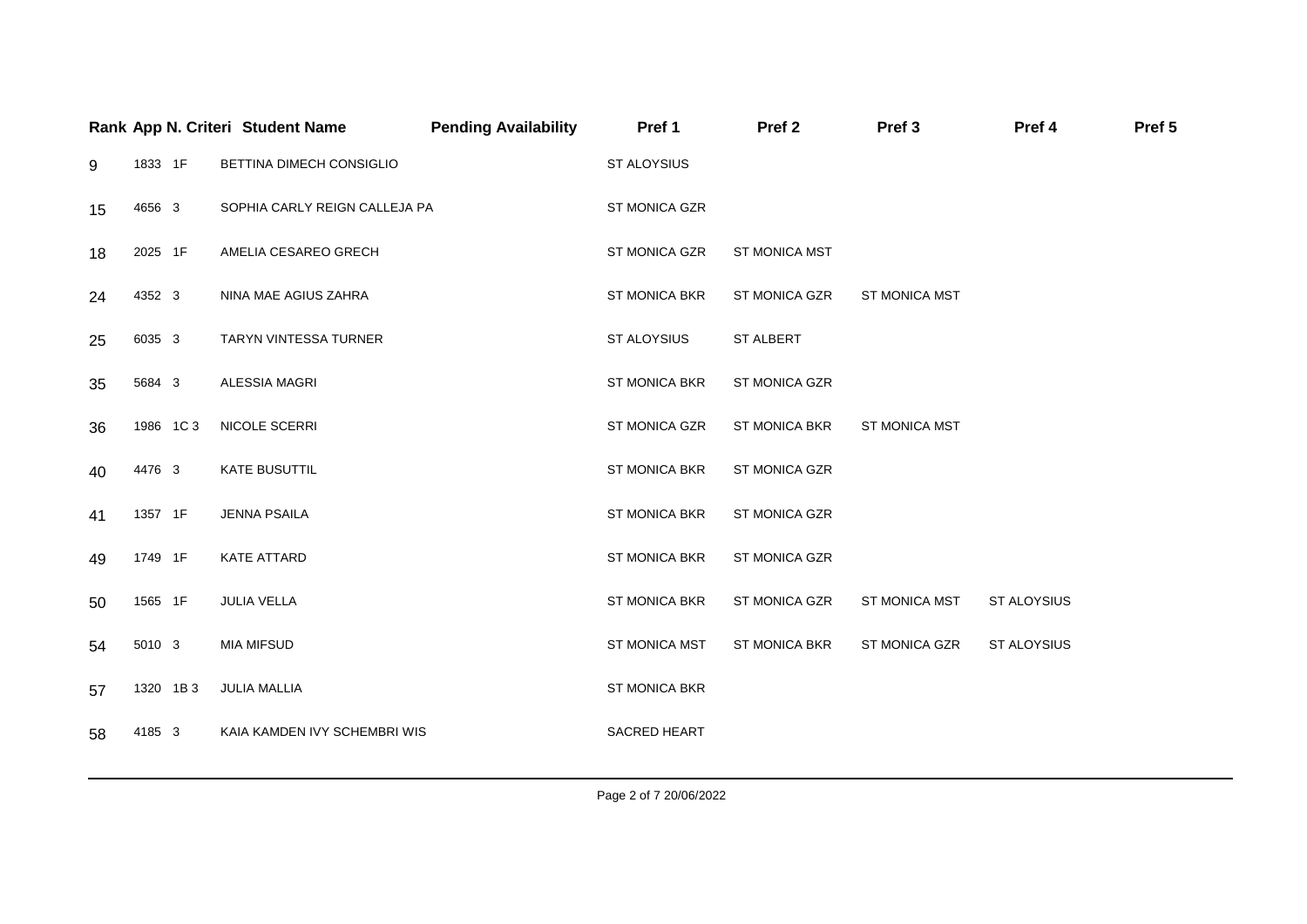| Rank | App N. | Criteri | Student Name | Pending Availability | Pref 1 | Pref 2 | Pref 3 | Pref 4 | Pref 5 |
|---|---|---|---|---|---|---|---|---|---|
| 9 | 1833 | 1F | BETTINA DIMECH CONSIGLIO | | ST ALOYSIUS | | | | |
| 15 | 4656 | 3 | SOPHIA CARLY REIGN CALLEJA PA | | ST MONICA GZR | | | | |
| 18 | 2025 | 1F | AMELIA CESAREO GRECH | | ST MONICA GZR | ST MONICA MST | | | |
| 24 | 4352 | 3 | NINA MAE AGIUS ZAHRA | | ST MONICA BKR | ST MONICA GZR | ST MONICA MST | | |
| 25 | 6035 | 3 | TARYN VINTESSA TURNER | | ST ALOYSIUS | ST ALBERT | | | |
| 35 | 5684 | 3 | ALESSIA MAGRI | | ST MONICA BKR | ST MONICA GZR | | | |
| 36 | 1986 | 1C 3 | NICOLE SCERRI | | ST MONICA GZR | ST MONICA BKR | ST MONICA MST | | |
| 40 | 4476 | 3 | KATE BUSUTTIL | | ST MONICA BKR | ST MONICA GZR | | | |
| 41 | 1357 | 1F | JENNA PSAILA | | ST MONICA BKR | ST MONICA GZR | | | |
| 49 | 1749 | 1F | KATE ATTARD | | ST MONICA BKR | ST MONICA GZR | | | |
| 50 | 1565 | 1F | JULIA VELLA | | ST MONICA BKR | ST MONICA GZR | ST MONICA MST | ST ALOYSIUS | |
| 54 | 5010 | 3 | MIA MIFSUD | | ST MONICA MST | ST MONICA BKR | ST MONICA GZR | ST ALOYSIUS | |
| 57 | 1320 | 1B 3 | JULIA MALLIA | | ST MONICA BKR | | | | |
| 58 | 4185 | 3 | KAIA KAMDEN IVY SCHEMBRI WIS | | SACRED HEART | | | | |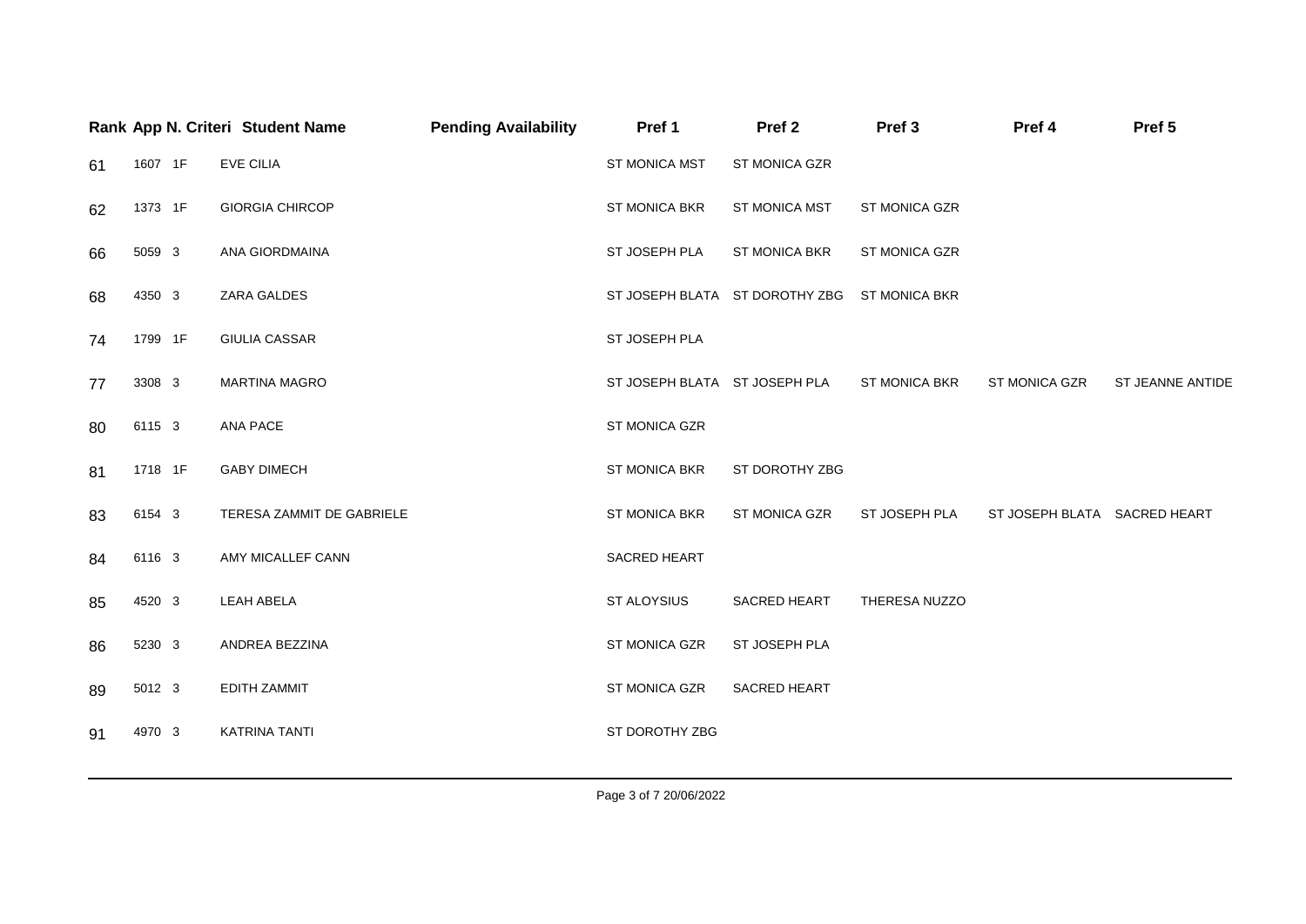| Rank | App N. | Criteri | Student Name | Pending Availability | Pref 1 | Pref 2 | Pref 3 | Pref 4 | Pref 5 |
|---|---|---|---|---|---|---|---|---|---|
| 61 | 1607 | 1F | EVE CILIA | | ST MONICA MST | ST MONICA GZR | | | |
| 62 | 1373 | 1F | GIORGIA CHIRCOP | | ST MONICA BKR | ST MONICA MST | ST MONICA GZR | | |
| 66 | 5059 | 3 | ANA GIORDMAINA | | ST JOSEPH PLA | ST MONICA BKR | ST MONICA GZR | | |
| 68 | 4350 | 3 | ZARA GALDES | | ST JOSEPH BLATA | ST DOROTHY ZBG | ST MONICA BKR | | |
| 74 | 1799 | 1F | GIULIA CASSAR | | ST JOSEPH PLA | | | | |
| 77 | 3308 | 3 | MARTINA MAGRO | | ST JOSEPH BLATA | ST JOSEPH PLA | ST MONICA BKR | ST MONICA GZR | ST JEANNE ANTIDE |
| 80 | 6115 | 3 | ANA PACE | | ST MONICA GZR | | | | |
| 81 | 1718 | 1F | GABY DIMECH | | ST MONICA BKR | ST DOROTHY ZBG | | | |
| 83 | 6154 | 3 | TERESA ZAMMIT DE GABRIELE | | ST MONICA BKR | ST MONICA GZR | ST JOSEPH PLA | ST JOSEPH BLATA | SACRED HEART |
| 84 | 6116 | 3 | AMY MICALLEF CANN | | SACRED HEART | | | | |
| 85 | 4520 | 3 | LEAH ABELA | | ST ALOYSIUS | SACRED HEART | THERESA NUZZO | | |
| 86 | 5230 | 3 | ANDREA BEZZINA | | ST MONICA GZR | ST JOSEPH PLA | | | |
| 89 | 5012 | 3 | EDITH ZAMMIT | | ST MONICA GZR | SACRED HEART | | | |
| 91 | 4970 | 3 | KATRINA TANTI | | ST DOROTHY ZBG | | | | |

20/06/2022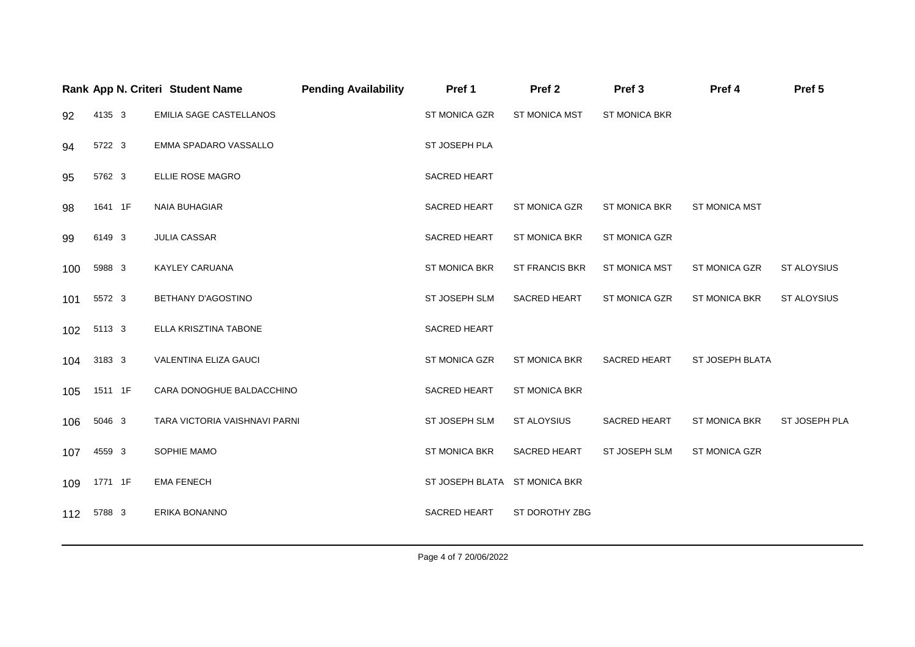| Rank | App N. | Criteri | Student Name | Pending Availability | Pref 1 | Pref 2 | Pref 3 | Pref 4 | Pref 5 |
|---|---|---|---|---|---|---|---|---|---|
| 92 | 4135 | 3 | EMILIA SAGE CASTELLANOS | | ST MONICA GZR | ST MONICA MST | ST MONICA BKR | | |
| 94 | 5722 | 3 | EMMA SPADARO VASSALLO | | ST JOSEPH PLA | | | | |
| 95 | 5762 | 3 | ELLIE ROSE MAGRO | | SACRED HEART | | | | |
| 98 | 1641 | 1F | NAIA BUHAGIAR | | SACRED HEART | ST MONICA GZR | ST MONICA BKR | ST MONICA MST | |
| 99 | 6149 | 3 | JULIA CASSAR | | SACRED HEART | ST MONICA BKR | ST MONICA GZR | | |
| 100 | 5988 | 3 | KAYLEY CARUANA | | ST MONICA BKR | ST FRANCIS BKR | ST MONICA MST | ST MONICA GZR | ST ALOYSIUS |
| 101 | 5572 | 3 | BETHANY D'AGOSTINO | | ST JOSEPH SLM | SACRED HEART | ST MONICA GZR | ST MONICA BKR | ST ALOYSIUS |
| 102 | 5113 | 3 | ELLA KRISZTINA TABONE | | SACRED HEART | | | | |
| 104 | 3183 | 3 | VALENTINA ELIZA GAUCI | | ST MONICA GZR | ST MONICA BKR | SACRED HEART | ST JOSEPH BLATA | |
| 105 | 1511 | 1F | CARA DONOGHUE BALDACCHINO | | SACRED HEART | ST MONICA BKR | | | |
| 106 | 5046 | 3 | TARA VICTORIA VAISHNAVI PARNI | | ST JOSEPH SLM | ST ALOYSIUS | SACRED HEART | ST MONICA BKR | ST JOSEPH PLA |
| 107 | 4559 | 3 | SOPHIE MAMO | | ST MONICA BKR | SACRED HEART | ST JOSEPH SLM | ST MONICA GZR | |
| 109 | 1771 | 1F | EMA FENECH | | ST JOSEPH BLATA | ST MONICA BKR | | | |
| 112 | 5788 | 3 | ERIKA BONANNO | | SACRED HEART | ST DOROTHY ZBG | | | |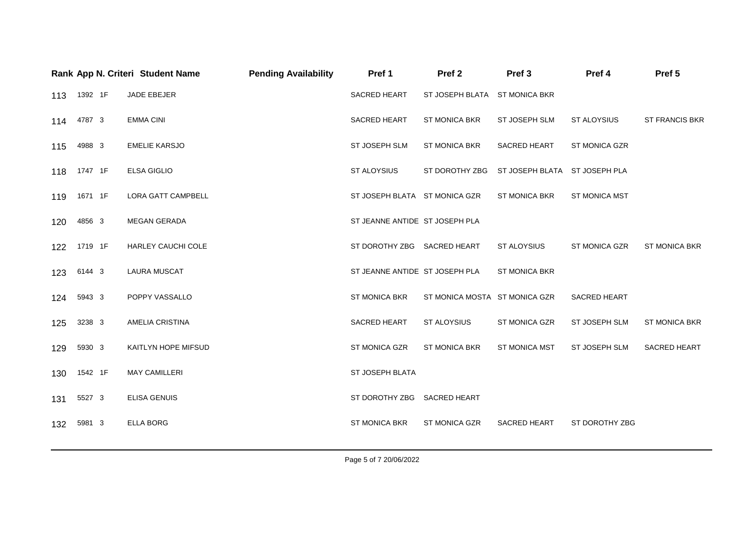| Rank | App N. | Criteri | Student Name | Pending Availability | Pref 1 | Pref 2 | Pref 3 | Pref 4 | Pref 5 |
|---|---|---|---|---|---|---|---|---|---|
| 113 | 1392 | 1F | JADE EBEJER | | SACRED HEART | ST JOSEPH BLATA | ST MONICA BKR | | |
| 114 | 4787 | 3 | EMMA CINI | | SACRED HEART | ST MONICA BKR | ST JOSEPH SLM | ST ALOYSIUS | ST FRANCIS BKR |
| 115 | 4988 | 3 | EMELIE KARSJO | | ST JOSEPH SLM | ST MONICA BKR | SACRED HEART | ST MONICA GZR | |
| 118 | 1747 | 1F | ELSA GIGLIO | | ST ALOYSIUS | ST DOROTHY ZBG | ST JOSEPH BLATA | ST JOSEPH PLA | |
| 119 | 1671 | 1F | LORA GATT CAMPBELL | | ST JOSEPH BLATA | ST MONICA GZR | ST MONICA BKR | ST MONICA MST | |
| 120 | 4856 | 3 | MEGAN GERADA | | ST JEANNE ANTIDE | ST JOSEPH PLA | | | |
| 122 | 1719 | 1F | HARLEY CAUCHI COLE | | ST DOROTHY ZBG | SACRED HEART | ST ALOYSIUS | ST MONICA GZR | ST MONICA BKR |
| 123 | 6144 | 3 | LAURA MUSCAT | | ST JEANNE ANTIDE | ST JOSEPH PLA | ST MONICA BKR | | |
| 124 | 5943 | 3 | POPPY VASSALLO | | ST MONICA BKR | ST MONICA MOSTA | ST MONICA GZR | SACRED HEART | |
| 125 | 3238 | 3 | AMELIA CRISTINA | | SACRED HEART | ST ALOYSIUS | ST MONICA GZR | ST JOSEPH SLM | ST MONICA BKR |
| 129 | 5930 | 3 | KAITLYN HOPE MIFSUD | | ST MONICA GZR | ST MONICA BKR | ST MONICA MST | ST JOSEPH SLM | SACRED HEART |
| 130 | 1542 | 1F | MAY CAMILLERI | | ST JOSEPH BLATA | | | | |
| 131 | 5527 | 3 | ELISA GENUIS | | ST DOROTHY ZBG | SACRED HEART | | | |
| 132 | 5981 | 3 | ELLA BORG | | ST MONICA BKR | ST MONICA GZR | SACRED HEART | ST DOROTHY ZBG | |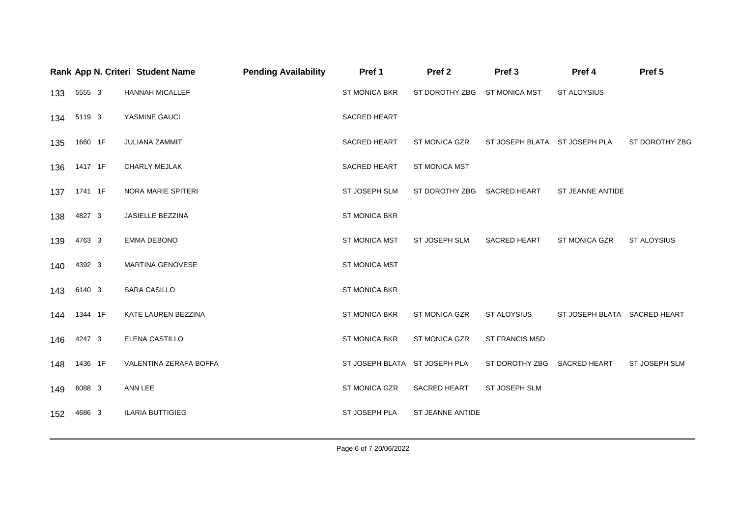| Rank | App N. | Criteri | Student Name | Pending Availability | Pref 1 | Pref 2 | Pref 3 | Pref 4 | Pref 5 |
|---|---|---|---|---|---|---|---|---|---|
| 133 | 5555 | 3 | HANNAH MICALLEF | | ST MONICA BKR | ST DOROTHY ZBG | ST MONICA MST | ST ALOYSIUS | |
| 134 | 5119 | 3 | YASMINE GAUCI | | SACRED HEART | | | | |
| 135 | 1660 | 1F | JULIANA ZAMMIT | | SACRED HEART | ST MONICA GZR | ST JOSEPH BLATA | ST JOSEPH PLA | ST DOROTHY ZBG |
| 136 | 1417 | 1F | CHARLY MEJLAK | | SACRED HEART | ST MONICA MST | | | |
| 137 | 1741 | 1F | NORA MARIE SPITERI | | ST JOSEPH SLM | ST DOROTHY ZBG | SACRED HEART | ST JEANNE ANTIDE | |
| 138 | 4827 | 3 | JASIELLE BEZZINA | | ST MONICA BKR | | | | |
| 139 | 4763 | 3 | EMMA DEBONO | | ST MONICA MST | ST JOSEPH SLM | SACRED HEART | ST MONICA GZR | ST ALOYSIUS |
| 140 | 4392 | 3 | MARTINA GENOVESE | | ST MONICA MST | | | | |
| 143 | 6140 | 3 | SARA CASILLO | | ST MONICA BKR | | | | |
| 144 | 1344 | 1F | KATE LAUREN BEZZINA | | ST MONICA BKR | ST MONICA GZR | ST ALOYSIUS | ST JOSEPH BLATA | SACRED HEART |
| 146 | 4247 | 3 | ELENA CASTILLO | | ST MONICA BKR | ST MONICA GZR | ST FRANCIS MSD | | |
| 148 | 1436 | 1F | VALENTINA ZERAFA BOFFA | | ST JOSEPH BLATA | ST JOSEPH PLA | ST DOROTHY ZBG | SACRED HEART | ST JOSEPH SLM |
| 149 | 6088 | 3 | ANN LEE | | ST MONICA GZR | SACRED HEART | ST JOSEPH SLM | | |
| 152 | 4686 | 3 | ILARIA BUTTIGIEG | | ST JOSEPH PLA | ST JEANNE ANTIDE | | | |

20/06/2022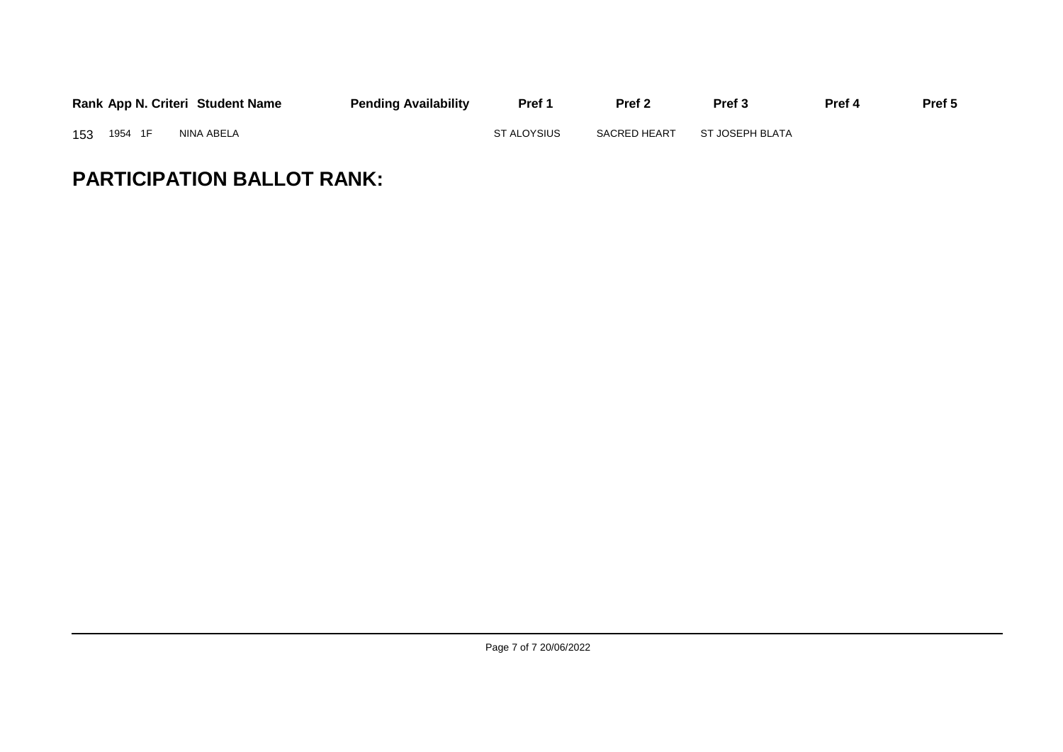| Rank | App N. | Criteri | Student Name | Pending Availability | Pref 1 | Pref 2 | Pref 3 | Pref 4 | Pref 5 |
|---|---|---|---|---|---|---|---|---|---|
| 153 | 1954 | 1F | NINA ABELA | | ST ALOYSIUS | SACRED HEART | ST JOSEPH BLATA | | |

## PARTICIPATION BALLOT RANK: